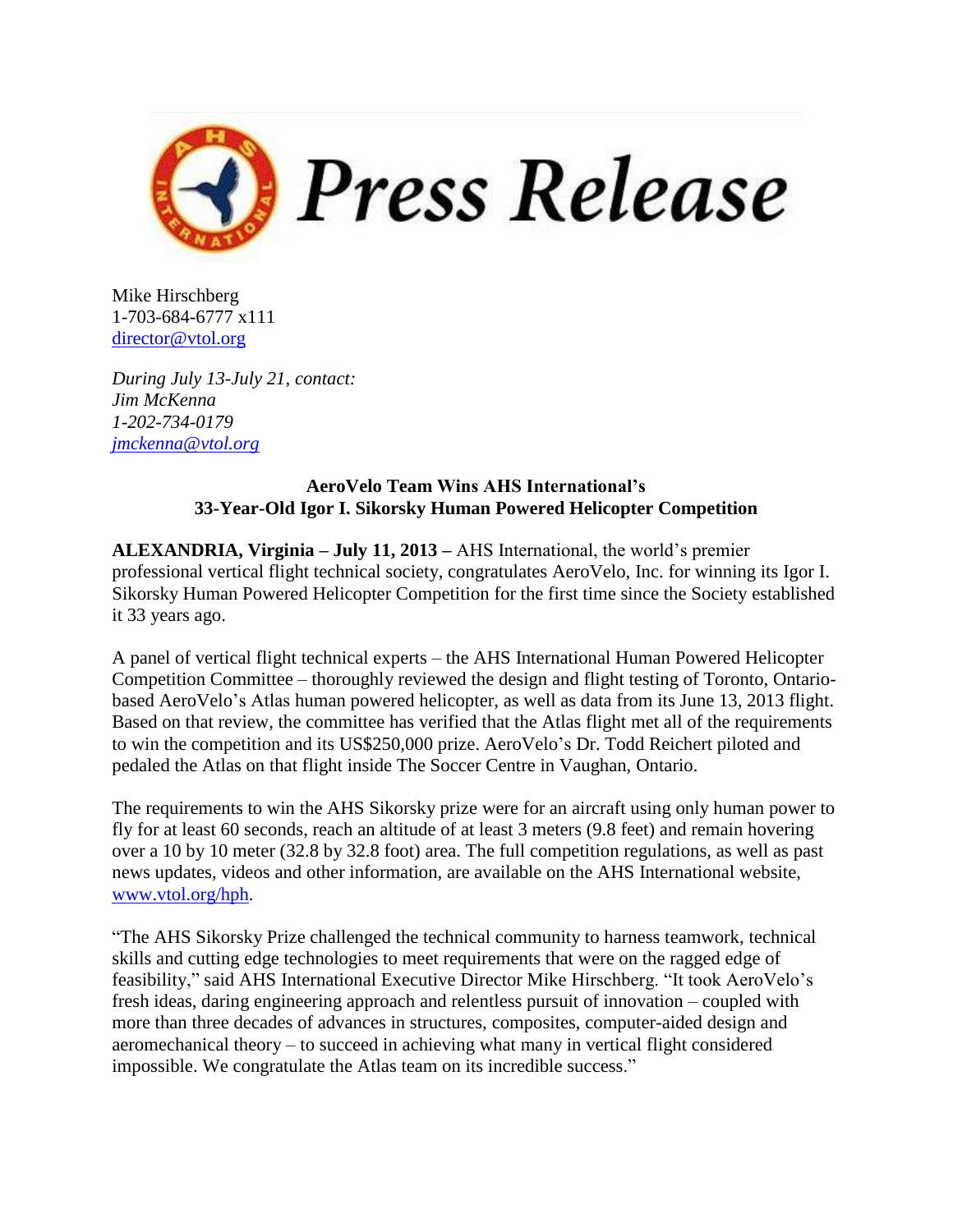# Press Release

Mike Hirschberg
1-703-684-6777 x111
director@vtol.org

*During July 13-July 21, contact:*
*Jim McKenna*
*1-202-734-0179*
*jmckenna@vtol.org*

**AeroVelo Team Wins AHS International's**
**33-Year-Old Igor I. Sikorsky Human Powered Helicopter Competition**

**ALEXANDRIA, Virginia – July 11, 2013 –** AHS International, the world's premier professional vertical flight technical society, congratulates AeroVelo, Inc. for winning its Igor I. Sikorsky Human Powered Helicopter Competition for the first time since the Society established it 33 years ago.

A panel of vertical flight technical experts – the AHS International Human Powered Helicopter Competition Committee – thoroughly reviewed the design and flight testing of Toronto, Ontario-based AeroVelo's Atlas human powered helicopter, as well as data from its June 13, 2013 flight. Based on that review, the committee has verified that the Atlas flight met all of the requirements to win the competition and its US$250,000 prize. AeroVelo's Dr. Todd Reichert piloted and pedaled the Atlas on that flight inside The Soccer Centre in Vaughan, Ontario.

The requirements to win the AHS Sikorsky prize were for an aircraft using only human power to fly for at least 60 seconds, reach an altitude of at least 3 meters (9.8 feet) and remain hovering over a 10 by 10 meter (32.8 by 32.8 foot) area. The full competition regulations, as well as past news updates, videos and other information, are available on the AHS International website, www.vtol.org/hph.

"The AHS Sikorsky Prize challenged the technical community to harness teamwork, technical skills and cutting edge technologies to meet requirements that were on the ragged edge of feasibility," said AHS International Executive Director Mike Hirschberg. "It took AeroVelo's fresh ideas, daring engineering approach and relentless pursuit of innovation – coupled with more than three decades of advances in structures, composites, computer-aided design and aeromechanical theory – to succeed in achieving what many in vertical flight considered impossible. We congratulate the Atlas team on its incredible success."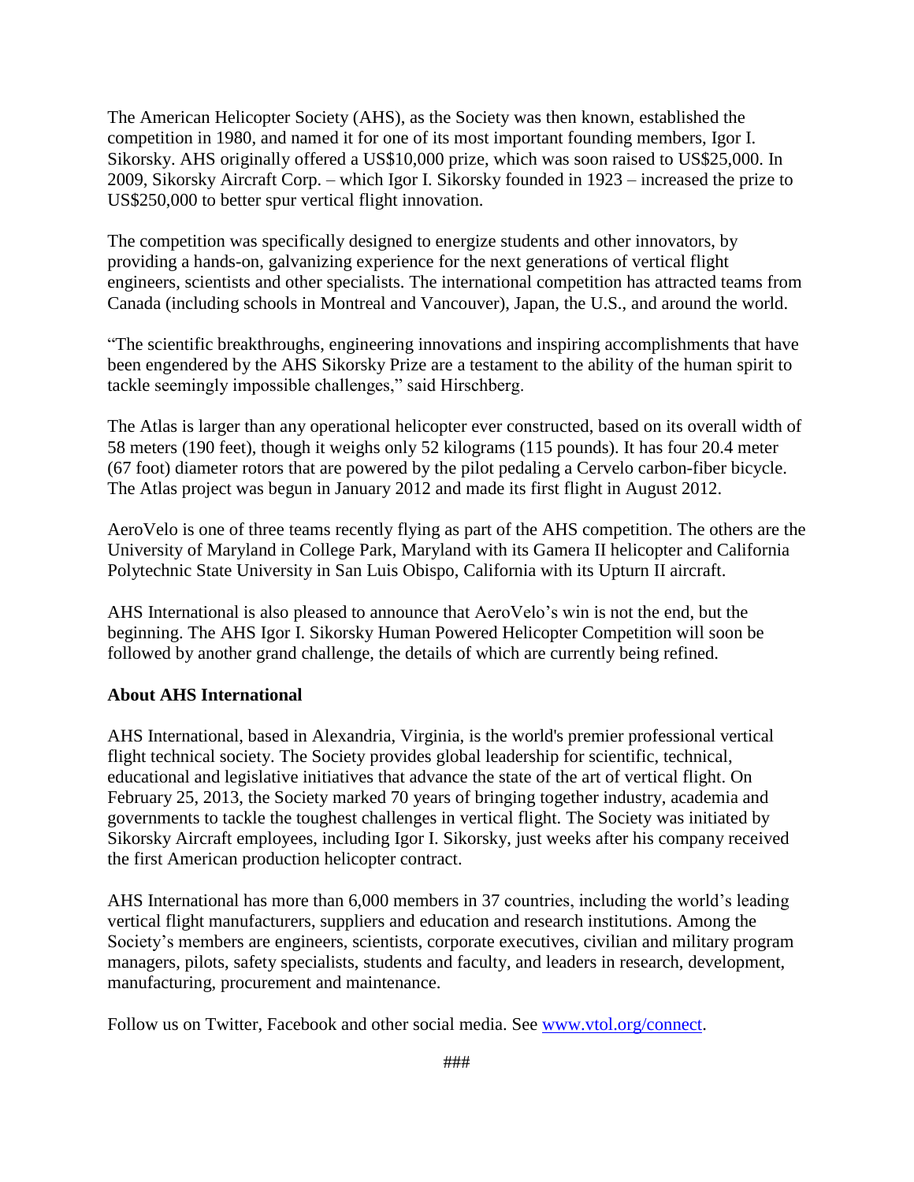The American Helicopter Society (AHS), as the Society was then known, established the competition in 1980, and named it for one of its most important founding members, Igor I. Sikorsky. AHS originally offered a US$10,000 prize, which was soon raised to US$25,000. In 2009, Sikorsky Aircraft Corp. – which Igor I. Sikorsky founded in 1923 – increased the prize to US$250,000 to better spur vertical flight innovation.

The competition was specifically designed to energize students and other innovators, by providing a hands-on, galvanizing experience for the next generations of vertical flight engineers, scientists and other specialists. The international competition has attracted teams from Canada (including schools in Montreal and Vancouver), Japan, the U.S., and around the world.

"The scientific breakthroughs, engineering innovations and inspiring accomplishments that have been engendered by the AHS Sikorsky Prize are a testament to the ability of the human spirit to tackle seemingly impossible challenges," said Hirschberg.

The Atlas is larger than any operational helicopter ever constructed, based on its overall width of 58 meters (190 feet), though it weighs only 52 kilograms (115 pounds). It has four 20.4 meter (67 foot) diameter rotors that are powered by the pilot pedaling a Cervelo carbon-fiber bicycle. The Atlas project was begun in January 2012 and made its first flight in August 2012.

AeroVelo is one of three teams recently flying as part of the AHS competition. The others are the University of Maryland in College Park, Maryland with its Gamera II helicopter and California Polytechnic State University in San Luis Obispo, California with its Upturn II aircraft.

AHS International is also pleased to announce that AeroVelo's win is not the end, but the beginning. The AHS Igor I. Sikorsky Human Powered Helicopter Competition will soon be followed by another grand challenge, the details of which are currently being refined.

**About AHS International**

AHS International, based in Alexandria, Virginia, is the world's premier professional vertical flight technical society. The Society provides global leadership for scientific, technical, educational and legislative initiatives that advance the state of the art of vertical flight. On February 25, 2013, the Society marked 70 years of bringing together industry, academia and governments to tackle the toughest challenges in vertical flight. The Society was initiated by Sikorsky Aircraft employees, including Igor I. Sikorsky, just weeks after his company received the first American production helicopter contract.

AHS International has more than 6,000 members in 37 countries, including the world's leading vertical flight manufacturers, suppliers and education and research institutions. Among the Society's members are engineers, scientists, corporate executives, civilian and military program managers, pilots, safety specialists, students and faculty, and leaders in research, development, manufacturing, procurement and maintenance.

Follow us on Twitter, Facebook and other social media. See [www.vtol.org/connect](www.vtol.org/connect).

###